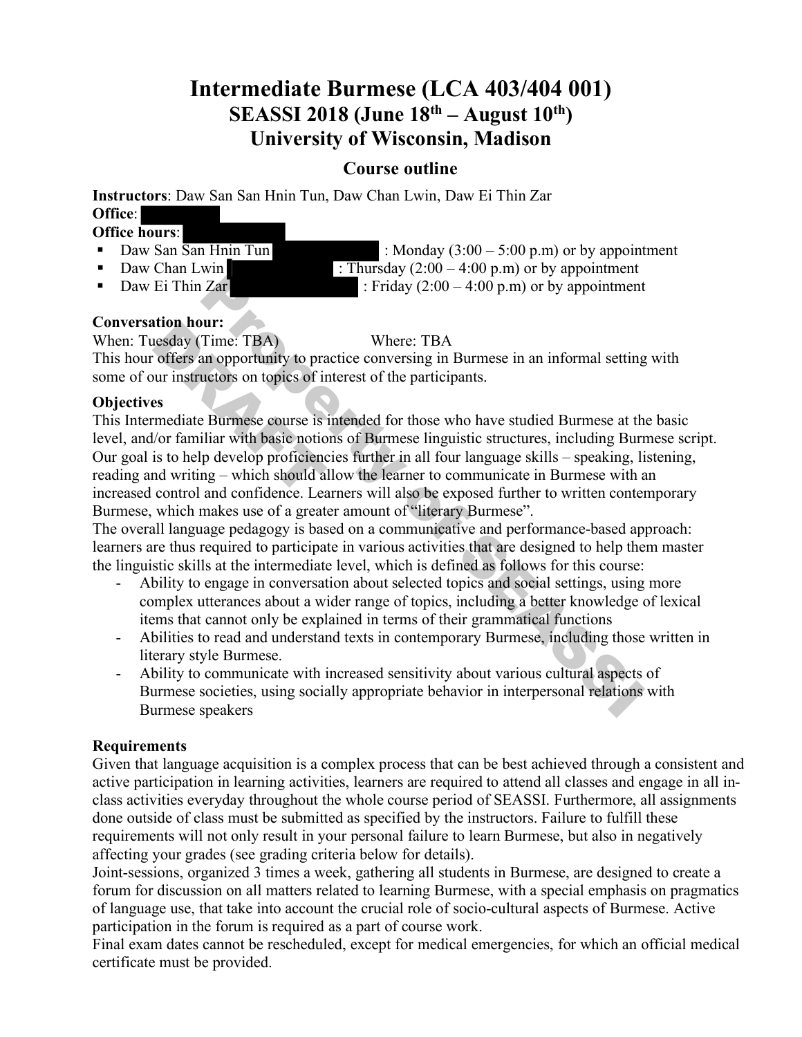# Intermediate Burmese (LCA 403/404 001)
## SEASSI 2018 (June 18th – August 10th)
## University of Wisconsin, Madison

### Course outline

**Instructors**: Daw San San Hnin Tun, Daw Chan Lwin, Daw Ei Thin Zar
**Office**:
**Office hours**:

- Daw San San Hnin Tun : Monday (3:00 – 5:00 p.m) or by appointment
- Daw Chan Lwin : Thursday (2:00 – 4:00 p.m) or by appointment
- Daw Ei Thin Zar : Friday (2:00 – 4:00 p.m) or by appointment

**Conversation hour:**
When: Tuesday (Time: TBA) Where: TBA
This hour offers an opportunity to practice conversing in Burmese in an informal setting with some of our instructors on topics of interest of the participants.

**Objectives**
This Intermediate Burmese course is intended for those who have studied Burmese at the basic level, and/or familiar with basic notions of Burmese linguistic structures, including Burmese script. Our goal is to help develop proficiencies further in all four language skills – speaking, listening, reading and writing – which should allow the learner to communicate in Burmese with an increased control and confidence. Learners will also be exposed further to written contemporary Burmese, which makes use of a greater amount of "literary Burmese".
The overall language pedagogy is based on a communicative and performance-based approach: learners are thus required to participate in various activities that are designed to help them master the linguistic skills at the intermediate level, which is defined as follows for this course:

- Ability to engage in conversation about selected topics and social settings, using more complex utterances about a wider range of topics, including a better knowledge of lexical items that cannot only be explained in terms of their grammatical functions
- Abilities to read and understand texts in contemporary Burmese, including those written in literary style Burmese.
- Ability to communicate with increased sensitivity about various cultural aspects of Burmese societies, using socially appropriate behavior in interpersonal relations with Burmese speakers

**Requirements**
Given that language acquisition is a complex process that can be best achieved through a consistent and active participation in learning activities, learners are required to attend all classes and engage in all in-class activities everyday throughout the whole course period of SEASSI. Furthermore, all assignments done outside of class must be submitted as specified by the instructors. Failure to fulfill these requirements will not only result in your personal failure to learn Burmese, but also in negatively affecting your grades (see grading criteria below for details).
Joint-sessions, organized 3 times a week, gathering all students in Burmese, are designed to create a forum for discussion on all matters related to learning Burmese, with a special emphasis on pragmatics of language use, that take into account the crucial role of socio-cultural aspects of Burmese. Active participation in the forum is required as a part of course work.
Final exam dates cannot be rescheduled, except for medical emergencies, for which an official medical certificate must be provided.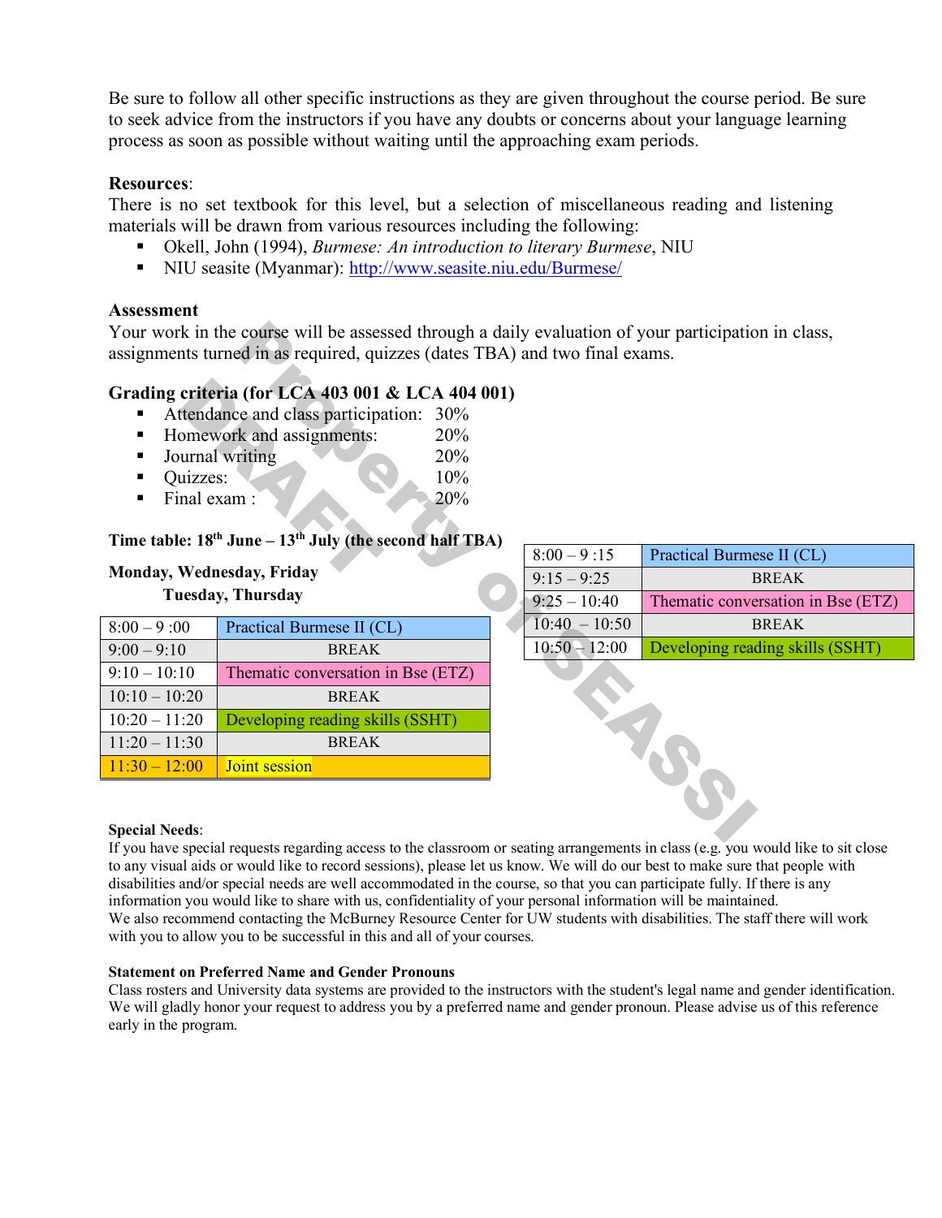Be sure to follow all other specific instructions as they are given throughout the course period. Be sure to seek advice from the instructors if you have any doubts or concerns about your language learning process as soon as possible without waiting until the approaching exam periods.

**Resources**:
There is no set textbook for this level, but a selection of miscellaneous reading and listening materials will be drawn from various resources including the following:

- Okell, John (1994), *Burmese: An introduction to literary Burmese*, NIU
- NIU seasite (Myanmar): http://www.seasite.niu.edu/Burmese/

**Assessment**
Your work in the course will be assessed through a daily evaluation of your participation in class, assignments turned in as required, quizzes (dates TBA) and two final exams.

**Grading criteria (for LCA 403 001 & LCA 404 001)**

- Attendance and class participation: 30%
- Homework and assignments: 20%
- Journal writing 20%
- Quizzes: 10%
- Final exam : 20%

**Time table: 18th June – 13th July (the second half TBA)**

**Monday, Wednesday, Friday**

| | |
|---|---|
| 8:00 – 9 :00 | Practical Burmese II (CL) |
| 9:00 – 9:10 | BREAK |
| 9:10 – 10:10 | Thematic conversation in Bse (ETZ) |
| 10:10 – 10:20 | BREAK |
| 10:20 – 11:20 | Developing reading skills (SSHT) |
| 11:20 – 11:30 | BREAK |
| 11:30 – 12:00 | Joint session |

**Tuesday, Thursday**

| | |
|---|---|
| 8:00 – 9 :15 | Practical Burmese II (CL) |
| 9:15 – 9:25 | BREAK |
| 9:25 – 10:40 | Thematic conversation in Bse (ETZ) |
| 10:40 – 10:50 | BREAK |
| 10:50 – 12:00 | Developing reading skills (SSHT) |

**Special Needs**:
If you have special requests regarding access to the classroom or seating arrangements in class (e.g. you would like to sit close to any visual aids or would like to record sessions), please let us know. We will do our best to make sure that people with disabilities and/or special needs are well accommodated in the course, so that you can participate fully. If there is any information you would like to share with us, confidentiality of your personal information will be maintained.
We also recommend contacting the McBurney Resource Center for UW students with disabilities. The staff there will work with you to allow you to be successful in this and all of your courses.

**Statement on Preferred Name and Gender Pronouns**
Class rosters and University data systems are provided to the instructors with the student's legal name and gender identification. We will gladly honor your request to address you by a preferred name and gender pronoun. Please advise us of this reference early in the program.